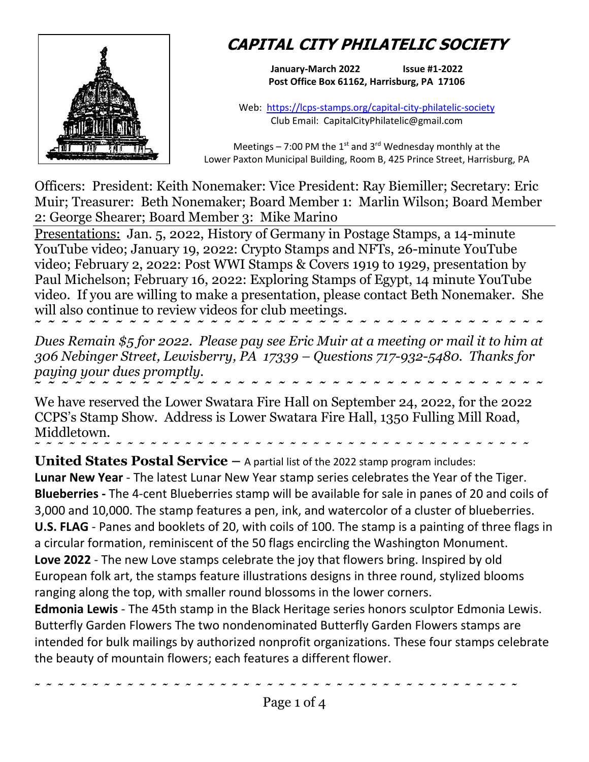# CAPITAL CITY PHILATELIC SOCIETY

**January-March 2022 Issue #1-2022**
**Post Office Box 61162, Harrisburg, PA 17106**

Web: https://lcps-stamps.org/capital-city-philatelic-society
Club Email: CapitalCityPhilatelic@gmail.com

Meetings – 7:00 PM the 1st and 3rd Wednesday monthly at the Lower Paxton Municipal Building, Room B, 425 Prince Street, Harrisburg, PA

Officers: President: Keith Nonemaker: Vice President: Ray Biemiller; Secretary: Eric Muir; Treasurer: Beth Nonemaker; Board Member 1: Marlin Wilson; Board Member 2: George Shearer; Board Member 3: Mike Marino

Presentations: Jan. 5, 2022, History of Germany in Postage Stamps, a 14-minute YouTube video; January 19, 2022: Crypto Stamps and NFTs, 26-minute YouTube video; February 2, 2022: Post WWI Stamps & Covers 1919 to 1929, presentation by Paul Michelson; February 16, 2022: Exploring Stamps of Egypt, 14 minute YouTube video. If you are willing to make a presentation, please contact Beth Nonemaker. She will also continue to review videos for club meetings.

~ ~ ~ ~ ~ ~ ~ ~ ~ ~ ~ ~ ~ ~ ~ ~ ~ ~ ~ ~ ~ ~ ~ ~ ~ ~ ~ ~ ~ ~ ~ ~ ~ ~ ~ ~ ~ ~ ~ ~ ~ ~ ~ ~

*Dues Remain $5 for 2022. Please pay see Eric Muir at a meeting or mail it to him at 306 Nebinger Street, Lewisberry, PA 17339 – Questions 717-932-5480. Thanks for paying your dues promptly.*

~ ~ ~ ~ ~ ~ ~ ~ ~ ~ ~ ~ ~ ~ ~ ~ ~ ~ ~ ~ ~ ~ ~ ~ ~ ~ ~ ~ ~ ~ ~ ~ ~ ~ ~ ~ ~ ~ ~ ~ ~ ~ ~ ~

We have reserved the Lower Swatara Fire Hall on September 24, 2022, for the 2022 CCPS's Stamp Show. Address is Lower Swatara Fire Hall, 1350 Fulling Mill Road, Middletown.

~ ~ ~ ~ ~ ~ ~ ~ ~ ~ ~ ~ ~ ~ ~ ~ ~ ~ ~ ~ ~ ~ ~ ~ ~ ~ ~ ~ ~ ~ ~ ~ ~ ~ ~ ~ ~ ~ ~ ~ ~ ~ ~ ~

**United States Postal Service** – A partial list of the 2022 stamp program includes:

**Lunar New Year** - The latest Lunar New Year stamp series celebrates the Year of the Tiger.

**Blueberries -** The 4-cent Blueberries stamp will be available for sale in panes of 20 and coils of 3,000 and 10,000. The stamp features a pen, ink, and watercolor of a cluster of blueberries.

**U.S. FLAG** - Panes and booklets of 20, with coils of 100. The stamp is a painting of three flags in a circular formation, reminiscent of the 50 flags encircling the Washington Monument.

**Love 2022** - The new Love stamps celebrate the joy that flowers bring. Inspired by old European folk art, the stamps feature illustrations designs in three round, stylized blooms ranging along the top, with smaller round blossoms in the lower corners.

**Edmonia Lewis** - The 45th stamp in the Black Heritage series honors sculptor Edmonia Lewis. Butterfly Garden Flowers The two nondenominated Butterfly Garden Flowers stamps are intended for bulk mailings by authorized nonprofit organizations. These four stamps celebrate the beauty of mountain flowers; each features a different flower.

~ ~ ~ ~ ~ ~ ~ ~ ~ ~ ~ ~ ~ ~ ~ ~ ~ ~ ~ ~ ~ ~ ~ ~ ~ ~ ~ ~ ~ ~ ~ ~ ~ ~ ~ ~ ~ ~ ~ ~ ~ ~ ~ ~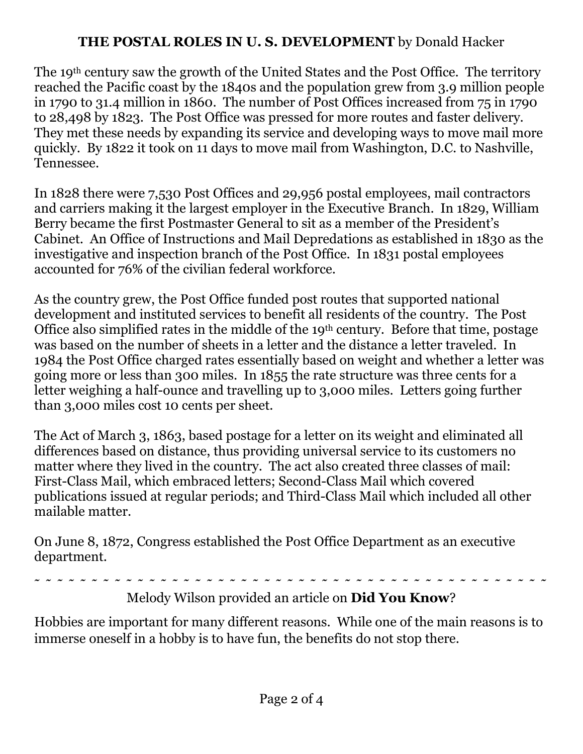**THE POSTAL ROLES IN U. S. DEVELOPMENT** by Donald Hacker

The 19th century saw the growth of the United States and the Post Office. The territory reached the Pacific coast by the 1840s and the population grew from 3.9 million people in 1790 to 31.4 million in 1860. The number of Post Offices increased from 75 in 1790 to 28,498 by 1823. The Post Office was pressed for more routes and faster delivery. They met these needs by expanding its service and developing ways to move mail more quickly. By 1822 it took on 11 days to move mail from Washington, D.C. to Nashville, Tennessee.

In 1828 there were 7,530 Post Offices and 29,956 postal employees, mail contractors and carriers making it the largest employer in the Executive Branch. In 1829, William Berry became the first Postmaster General to sit as a member of the President's Cabinet. An Office of Instructions and Mail Depredations as established in 1830 as the investigative and inspection branch of the Post Office. In 1831 postal employees accounted for 76% of the civilian federal workforce.

As the country grew, the Post Office funded post routes that supported national development and instituted services to benefit all residents of the country. The Post Office also simplified rates in the middle of the 19th century. Before that time, postage was based on the number of sheets in a letter and the distance a letter traveled. In 1984 the Post Office charged rates essentially based on weight and whether a letter was going more or less than 300 miles. In 1855 the rate structure was three cents for a letter weighing a half-ounce and travelling up to 3,000 miles. Letters going further than 3,000 miles cost 10 cents per sheet.

The Act of March 3, 1863, based postage for a letter on its weight and eliminated all differences based on distance, thus providing universal service to its customers no matter where they lived in the country. The act also created three classes of mail: First-Class Mail, which embraced letters; Second-Class Mail which covered publications issued at regular periods; and Third-Class Mail which included all other mailable matter.

On June 8, 1872, Congress established the Post Office Department as an executive department.

~ ~ ~ ~ ~ ~ ~ ~ ~ ~ ~ ~ ~ ~ ~ ~ ~ ~ ~ ~ ~ ~ ~ ~ ~ ~ ~ ~ ~ ~ ~ ~ ~ ~ ~ ~ ~ ~ ~ ~ ~ ~ ~ ~ ~ ~ ~ ~ ~ ~ ~

Melody Wilson provided an article on **Did You Know**?

Hobbies are important for many different reasons. While one of the main reasons is to immerse oneself in a hobby is to have fun, the benefits do not stop there.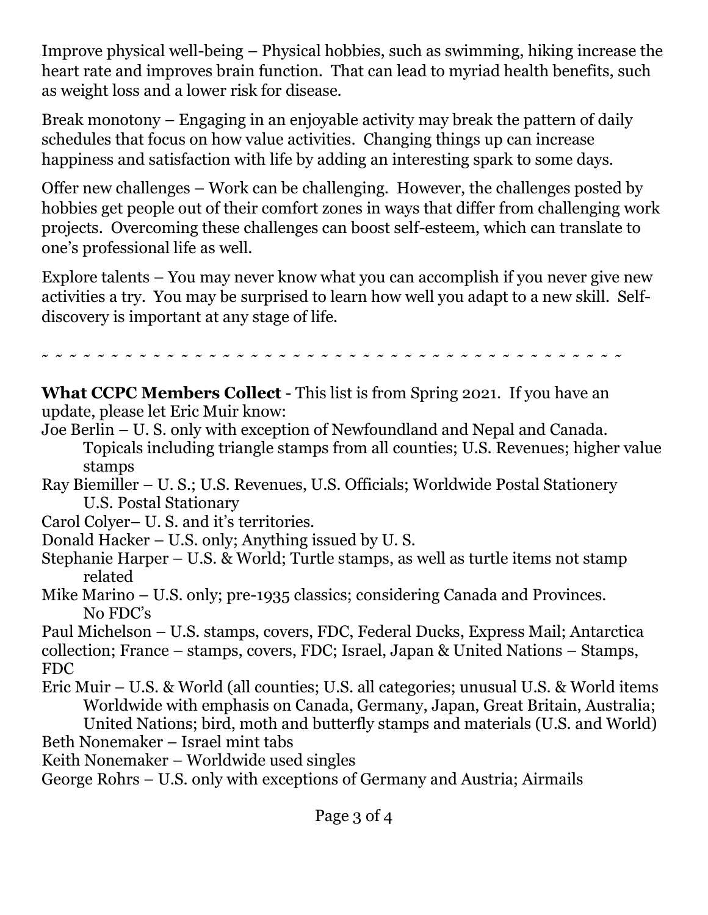Improve physical well-being – Physical hobbies, such as swimming, hiking increase the heart rate and improves brain function. That can lead to myriad health benefits, such as weight loss and a lower risk for disease.

Break monotony – Engaging in an enjoyable activity may break the pattern of daily schedules that focus on how value activities. Changing things up can increase happiness and satisfaction with life by adding an interesting spark to some days.

Offer new challenges – Work can be challenging. However, the challenges posted by hobbies get people out of their comfort zones in ways that differ from challenging work projects. Overcoming these challenges can boost self-esteem, which can translate to one's professional life as well.

Explore talents – You may never know what you can accomplish if you never give new activities a try. You may be surprised to learn how well you adapt to a new skill. Self-discovery is important at any stage of life.

~ ~ ~ ~ ~ ~ ~ ~ ~ ~ ~ ~ ~ ~ ~ ~ ~ ~ ~ ~ ~ ~ ~ ~ ~ ~ ~ ~ ~ ~ ~ ~ ~ ~ ~ ~ ~ ~ ~ ~ ~ ~ ~ ~ ~ ~ ~

**What CCPC Members Collect** - This list is from Spring 2021. If you have an update, please let Eric Muir know:

Joe Berlin – U. S. only with exception of Newfoundland and Nepal and Canada. Topicals including triangle stamps from all counties; U.S. Revenues; higher value stamps

Ray Biemiller – U. S.; U.S. Revenues, U.S. Officials; Worldwide Postal Stationery U.S. Postal Stationary

Carol Colyer– U. S. and it's territories.

Donald Hacker – U.S. only; Anything issued by U. S.

Stephanie Harper – U.S. & World; Turtle stamps, as well as turtle items not stamp related

Mike Marino – U.S. only; pre-1935 classics; considering Canada and Provinces. No FDC's

Paul Michelson – U.S. stamps, covers, FDC, Federal Ducks, Express Mail; Antarctica collection; France – stamps, covers, FDC; Israel, Japan & United Nations – Stamps, FDC

Eric Muir – U.S. & World (all counties; U.S. all categories; unusual U.S. & World items Worldwide with emphasis on Canada, Germany, Japan, Great Britain, Australia; United Nations; bird, moth and butterfly stamps and materials (U.S. and World)

Beth Nonemaker – Israel mint tabs

Keith Nonemaker – Worldwide used singles

George Rohrs – U.S. only with exceptions of Germany and Austria; Airmails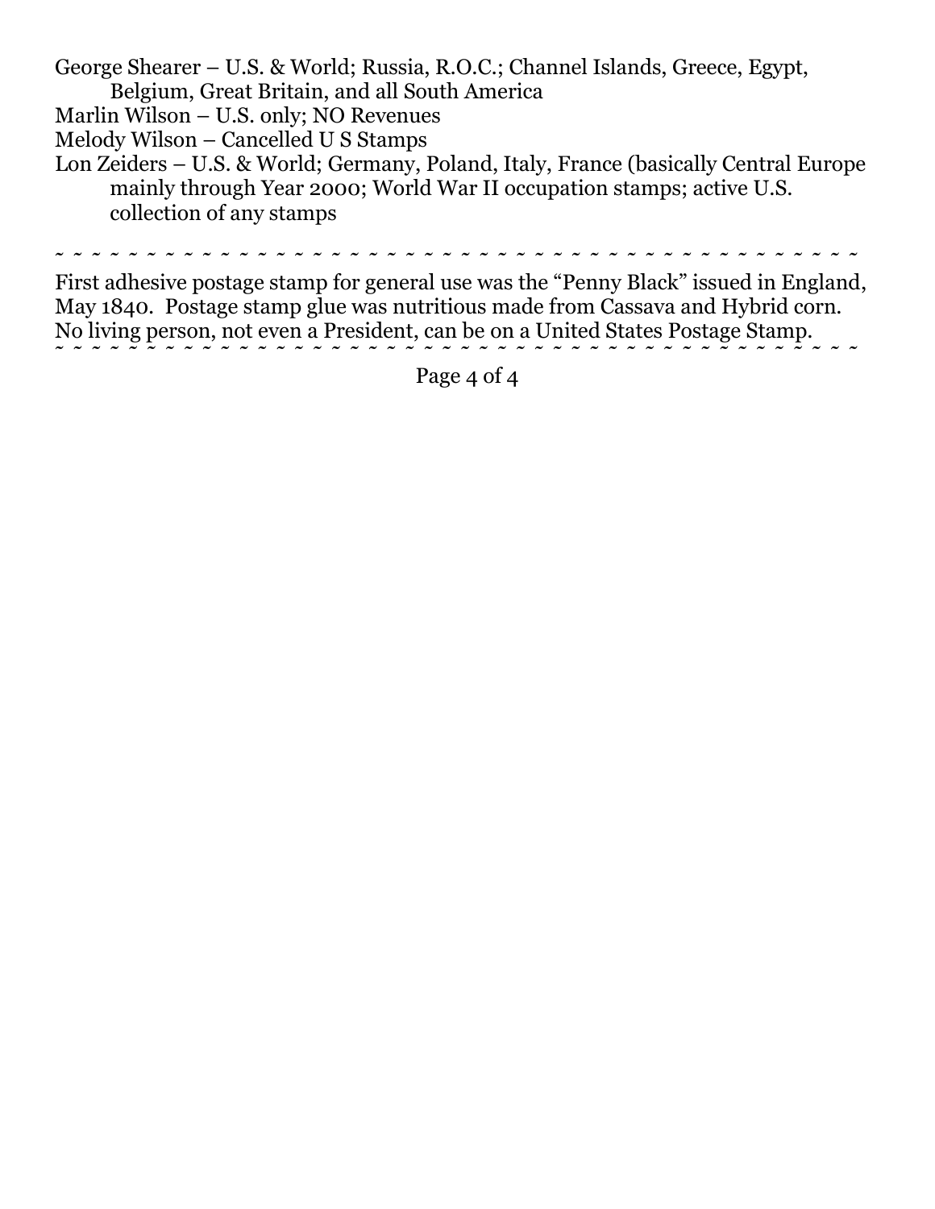George Shearer – U.S. & World; Russia, R.O.C.; Channel Islands, Greece, Egypt, Belgium, Great Britain, and all South America

Marlin Wilson – U.S. only; NO Revenues

Melody Wilson – Cancelled U S Stamps

Lon Zeiders – U.S. & World; Germany, Poland, Italy, France (basically Central Europe mainly through Year 2000; World War II occupation stamps; active U.S. collection of any stamps

~ ~ ~ ~ ~ ~ ~ ~ ~ ~ ~ ~ ~ ~ ~ ~ ~ ~ ~ ~ ~ ~ ~ ~ ~ ~ ~ ~ ~ ~ ~ ~ ~ ~ ~ ~ ~ ~ ~ ~ ~ ~ ~ ~ ~ ~ ~ ~ ~

First adhesive postage stamp for general use was the "Penny Black" issued in England, May 1840. Postage stamp glue was nutritious made from Cassava and Hybrid corn. No living person, not even a President, can be on a United States Postage Stamp.

~ ~ ~ ~ ~ ~ ~ ~ ~ ~ ~ ~ ~ ~ ~ ~ ~ ~ ~ ~ ~ ~ ~ ~ ~ ~ ~ ~ ~ ~ ~ ~ ~ ~ ~ ~ ~ ~ ~ ~ ~ ~ ~ ~ ~ ~ ~ ~ ~